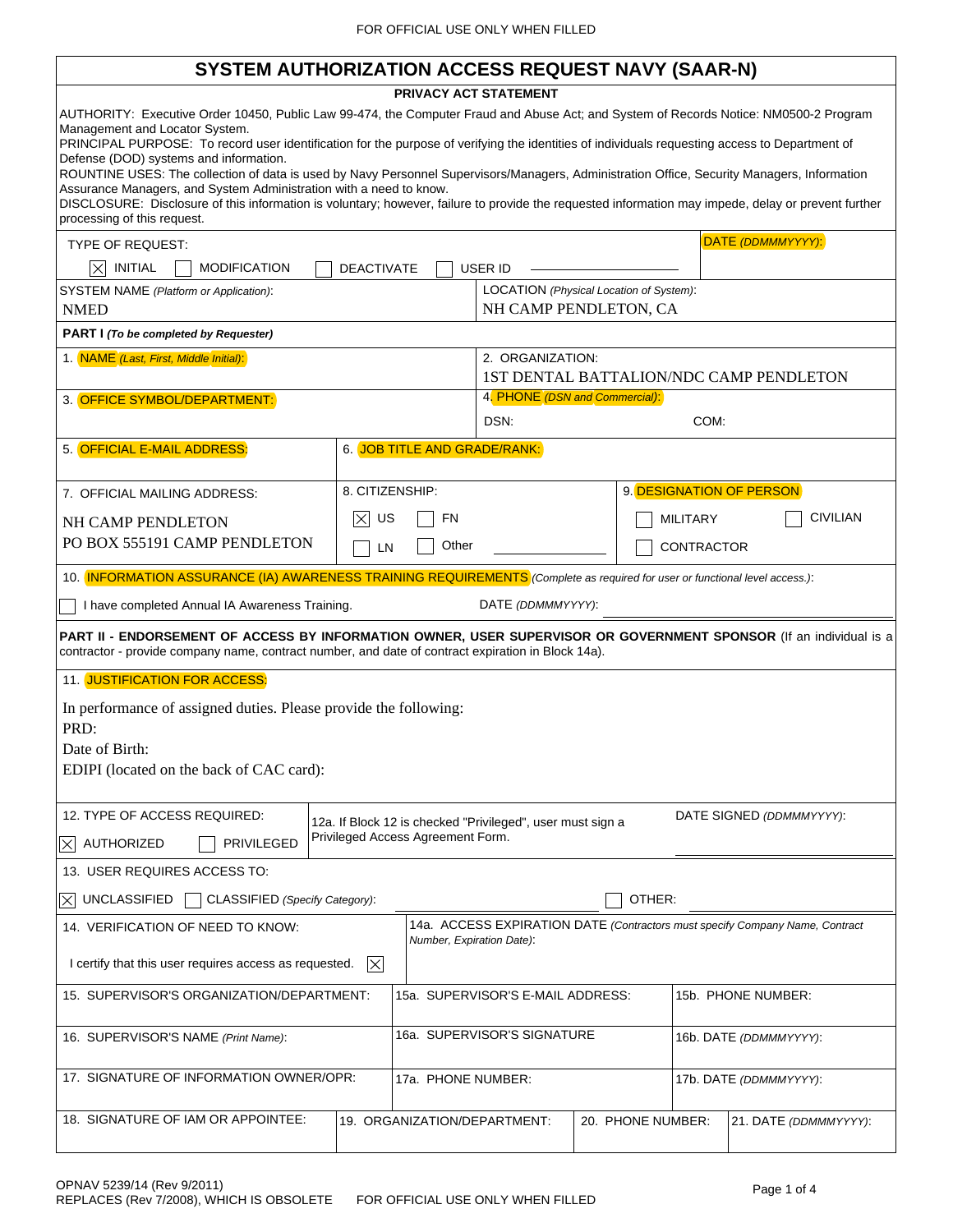FOR OFFICIAL USE ONLY WHEN FILLED

# SYSTEM AUTHORIZATION ACCESS REQUEST NAVY (SAAR-N)

**PRIVACY ACT STATEMENT**

AUTHORITY: Executive Order 10450, Public Law 99-474, the Computer Fraud and Abuse Act; and System of Records Notice: NM0500-2 Program Management and Locator System.
PRINCIPAL PURPOSE: To record user identification for the purpose of verifying the identities of individuals requesting access to Department of Defense (DOD) systems and information.
ROUNTINE USES: The collection of data is used by Navy Personnel Supervisors/Managers, Administration Office, Security Managers, Information Assurance Managers, and System Administration with a need to know.
DISCLOSURE: Disclosure of this information is voluntary; however, failure to provide the requested information may impede, delay or prevent further processing of this request.

TYPE OF REQUEST: [X] INITIAL [ ] MODIFICATION [ ] DEACTIVATE [ ] USER ID ____________

DATE *(DDMMMYYYY)*:

SYSTEM NAME *(Platform or Application)*: NMED

LOCATION *(Physical Location of System)*: NH CAMP PENDLETON, CA

**PART I** ***(To be completed by Requester)***

1. NAME *(Last, First, Middle Initial)*:

2. ORGANIZATION: 1ST DENTAL BATTALION/NDC CAMP PENDLETON

3. OFFICE SYMBOL/DEPARTMENT:

4. PHONE *(DSN and Commercial)*: DSN: COM:

5. OFFICIAL E-MAIL ADDRESS:

6. JOB TITLE AND GRADE/RANK:

7. OFFICIAL MAILING ADDRESS:
NH CAMP PENDLETON
PO BOX 555191 CAMP PENDLETON

8. CITIZENSHIP: [X] US [ ] FN [ ] LN [ ] Other ____________

9. DESIGNATION OF PERSON: [ ] MILITARY [ ] CIVILIAN [ ] CONTRACTOR

10. INFORMATION ASSURANCE (IA) AWARENESS TRAINING REQUIREMENTS *(Complete as required for user or functional level access.)*:

[ ] I have completed Annual IA Awareness Training. DATE *(DDMMMYYYY)*: ____________

**PART II - ENDORSEMENT OF ACCESS BY INFORMATION OWNER, USER SUPERVISOR OR GOVERNMENT SPONSOR** (If an individual is a contractor - provide company name, contract number, and date of contract expiration in Block 14a).

11. JUSTIFICATION FOR ACCESS:

In performance of assigned duties. Please provide the following:
PRD:
Date of Birth:
EDIPI (located on the back of CAC card):

12. TYPE OF ACCESS REQUIRED: [X] AUTHORIZED [ ] PRIVILEGED

12a. If Block 12 is checked "Privileged", user must sign a Privileged Access Agreement Form.

DATE SIGNED *(DDMMMYYYY)*: ____________

13. USER REQUIRES ACCESS TO: [X] UNCLASSIFIED [ ] CLASSIFIED *(Specify Category)*: ____________ [ ] OTHER: ____________

14. VERIFICATION OF NEED TO KNOW:

I certify that this user requires access as requested. [X]

14a. ACCESS EXPIRATION DATE *(Contractors must specify Company Name, Contract Number, Expiration Date)*:

| 15. SUPERVISOR'S ORGANIZATION/DEPARTMENT: | 15a. SUPERVISOR'S E-MAIL ADDRESS: | 15b. PHONE NUMBER: |
|---|---|---|
| 16. SUPERVISOR'S NAME *(Print Name)*: | 16a. SUPERVISOR'S SIGNATURE | 16b. DATE *(DDMMMYYYY)*: |
| 17. SIGNATURE OF INFORMATION OWNER/OPR: | 17a. PHONE NUMBER: | 17b. DATE *(DDMMMYYYY)*: |

| 18. SIGNATURE OF IAM OR APPOINTEE: | 19. ORGANIZATION/DEPARTMENT: | 20. PHONE NUMBER: | 21. DATE *(DDMMMYYYY)*: |
|---|---|---|---|

OPNAV 5239/14 (Rev 9/2011)
REPLACES (Rev 7/2008), WHICH IS OBSOLETE

FOR OFFICIAL USE ONLY WHEN FILLED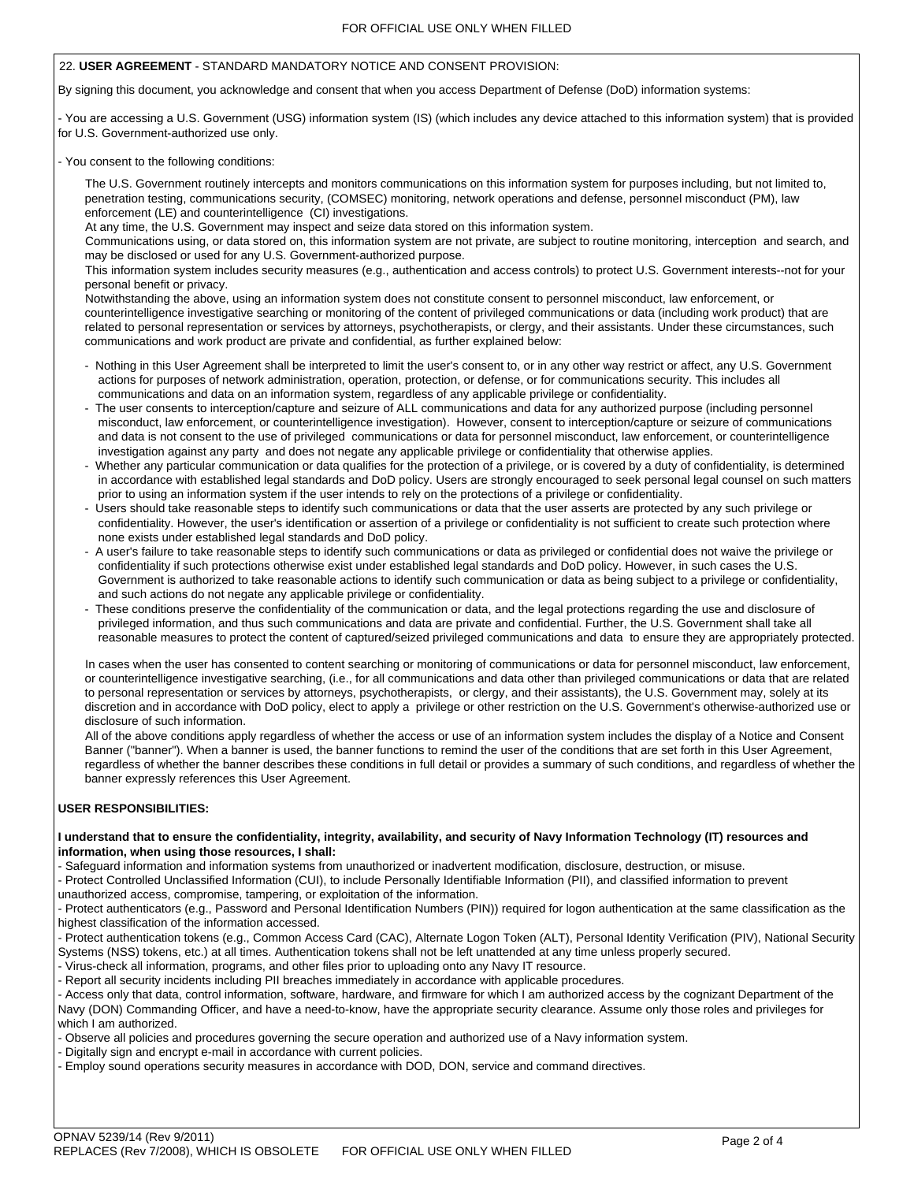22. **USER AGREEMENT** - STANDARD MANDATORY NOTICE AND CONSENT PROVISION:

By signing this document, you acknowledge and consent that when you access Department of Defense (DoD) information systems:

- You are accessing a U.S. Government (USG) information system (IS) (which includes any device attached to this information system) that is provided for U.S. Government-authorized use only.

- You consent to the following conditions:

The U.S. Government routinely intercepts and monitors communications on this information system for purposes including, but not limited to, penetration testing, communications security, (COMSEC) monitoring, network operations and defense, personnel misconduct (PM), law enforcement (LE) and counterintelligence (CI) investigations.

At any time, the U.S. Government may inspect and seize data stored on this information system.

Communications using, or data stored on, this information system are not private, are subject to routine monitoring, interception and search, and may be disclosed or used for any U.S. Government-authorized purpose.

This information system includes security measures (e.g., authentication and access controls) to protect U.S. Government interests--not for your personal benefit or privacy.

Notwithstanding the above, using an information system does not constitute consent to personnel misconduct, law enforcement, or counterintelligence investigative searching or monitoring of the content of privileged communications or data (including work product) that are related to personal representation or services by attorneys, psychotherapists, or clergy, and their assistants. Under these circumstances, such communications and work product are private and confidential, as further explained below:

- Nothing in this User Agreement shall be interpreted to limit the user's consent to, or in any other way restrict or affect, any U.S. Government actions for purposes of network administration, operation, protection, or defense, or for communications security. This includes all communications and data on an information system, regardless of any applicable privilege or confidentiality.
- The user consents to interception/capture and seizure of ALL communications and data for any authorized purpose (including personnel misconduct, law enforcement, or counterintelligence investigation). However, consent to interception/capture or seizure of communications and data is not consent to the use of privileged communications or data for personnel misconduct, law enforcement, or counterintelligence investigation against any party and does not negate any applicable privilege or confidentiality that otherwise applies.
- Whether any particular communication or data qualifies for the protection of a privilege, or is covered by a duty of confidentiality, is determined in accordance with established legal standards and DoD policy. Users are strongly encouraged to seek personal legal counsel on such matters prior to using an information system if the user intends to rely on the protections of a privilege or confidentiality.
- Users should take reasonable steps to identify such communications or data that the user asserts are protected by any such privilege or confidentiality. However, the user's identification or assertion of a privilege or confidentiality is not sufficient to create such protection where none exists under established legal standards and DoD policy.
- A user's failure to take reasonable steps to identify such communications or data as privileged or confidential does not waive the privilege or confidentiality if such protections otherwise exist under established legal standards and DoD policy. However, in such cases the U.S. Government is authorized to take reasonable actions to identify such communication or data as being subject to a privilege or confidentiality, and such actions do not negate any applicable privilege or confidentiality.
- These conditions preserve the confidentiality of the communication or data, and the legal protections regarding the use and disclosure of privileged information, and thus such communications and data are private and confidential. Further, the U.S. Government shall take all reasonable measures to protect the content of captured/seized privileged communications and data to ensure they are appropriately protected.

In cases when the user has consented to content searching or monitoring of communications or data for personnel misconduct, law enforcement, or counterintelligence investigative searching, (i.e., for all communications and data other than privileged communications or data that are related to personal representation or services by attorneys, psychotherapists, or clergy, and their assistants), the U.S. Government may, solely at its discretion and in accordance with DoD policy, elect to apply a privilege or other restriction on the U.S. Government's otherwise-authorized use or disclosure of such information.

All of the above conditions apply regardless of whether the access or use of an information system includes the display of a Notice and Consent Banner ("banner"). When a banner is used, the banner functions to remind the user of the conditions that are set forth in this User Agreement, regardless of whether the banner describes these conditions in full detail or provides a summary of such conditions, and regardless of whether the banner expressly references this User Agreement.

**USER RESPONSIBILITIES:**

**I understand that to ensure the confidentiality, integrity, availability, and security of Navy Information Technology (IT) resources and information, when using those resources, I shall:**

- Safeguard information and information systems from unauthorized or inadvertent modification, disclosure, destruction, or misuse.
- Protect Controlled Unclassified Information (CUI), to include Personally Identifiable Information (PII), and classified information to prevent unauthorized access, compromise, tampering, or exploitation of the information.
- Protect authenticators (e.g., Password and Personal Identification Numbers (PIN)) required for logon authentication at the same classification as the highest classification of the information accessed.
- Protect authentication tokens (e.g., Common Access Card (CAC), Alternate Logon Token (ALT), Personal Identity Verification (PIV), National Security Systems (NSS) tokens, etc.) at all times. Authentication tokens shall not be left unattended at any time unless properly secured.
- Virus-check all information, programs, and other files prior to uploading onto any Navy IT resource.
- Report all security incidents including PII breaches immediately in accordance with applicable procedures.
- Access only that data, control information, software, hardware, and firmware for which I am authorized access by the cognizant Department of the Navy (DON) Commanding Officer, and have a need-to-know, have the appropriate security clearance. Assume only those roles and privileges for which I am authorized.
- Observe all policies and procedures governing the secure operation and authorized use of a Navy information system.
- Digitally sign and encrypt e-mail in accordance with current policies.
- Employ sound operations security measures in accordance with DOD, DON, service and command directives.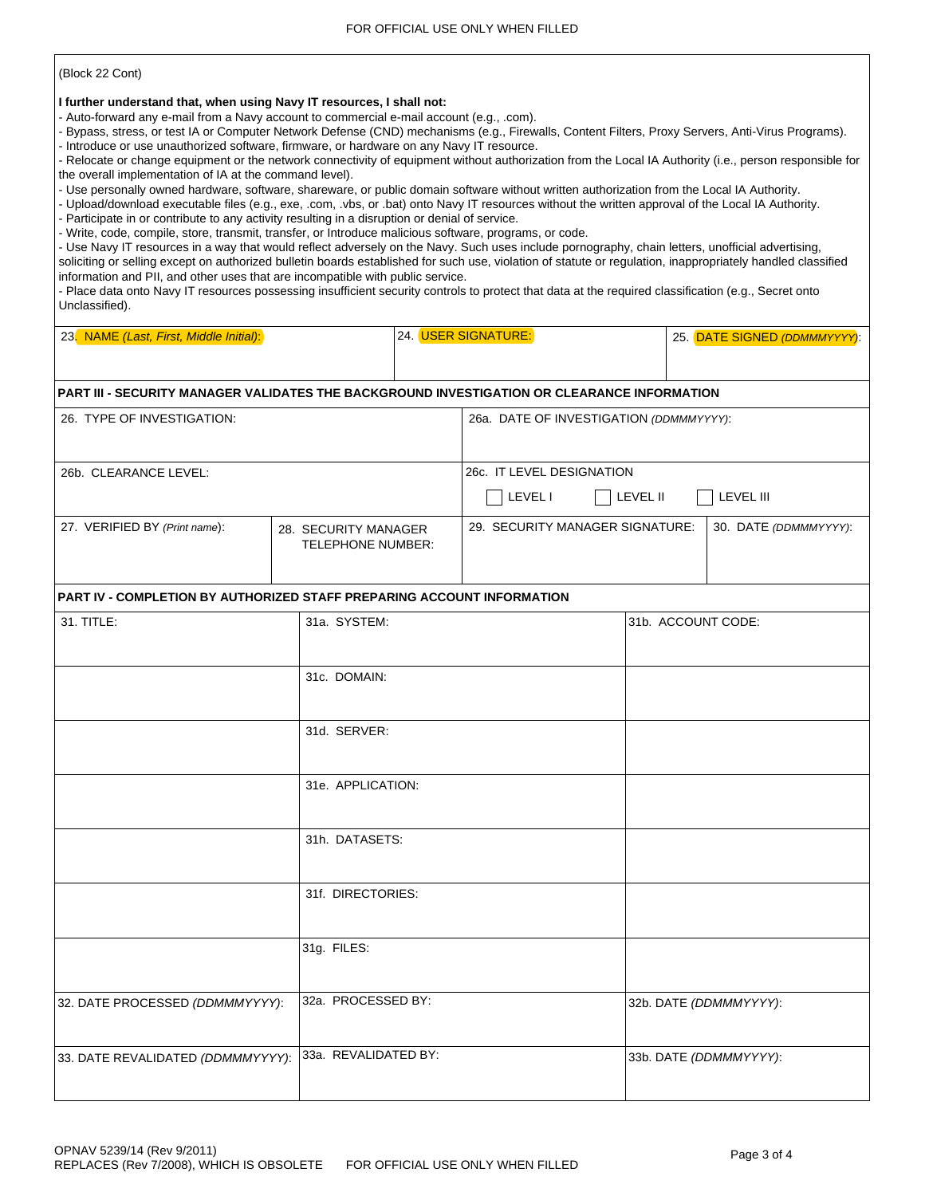(Block 22 Cont)

**I further understand that, when using Navy IT resources, I shall not:**

- Auto-forward any e-mail from a Navy account to commercial e-mail account (e.g., .com).
- Bypass, stress, or test IA or Computer Network Defense (CND) mechanisms (e.g., Firewalls, Content Filters, Proxy Servers, Anti-Virus Programs).
- Introduce or use unauthorized software, firmware, or hardware on any Navy IT resource.
- Relocate or change equipment or the network connectivity of equipment without authorization from the Local IA Authority (i.e., person responsible for the overall implementation of IA at the command level).
- Use personally owned hardware, software, shareware, or public domain software without written authorization from the Local IA Authority.
- Upload/download executable files (e.g., exe, .com, .vbs, or .bat) onto Navy IT resources without the written approval of the Local IA Authority.
- Participate in or contribute to any activity resulting in a disruption or denial of service.
- Write, code, compile, store, transmit, transfer, or Introduce malicious software, programs, or code.
- Use Navy IT resources in a way that would reflect adversely on the Navy. Such uses include pornography, chain letters, unofficial advertising, soliciting or selling except on authorized bulletin boards established for such use, violation of statute or regulation, inappropriately handled classified information and PII, and other uses that are incompatible with public service.
- Place data onto Navy IT resources possessing insufficient security controls to protect that data at the required classification (e.g., Secret onto Unclassified).

| 23. NAME *(Last, First, Middle Initial)*: | 24. USER SIGNATURE: | 25. DATE SIGNED *(DDMMMYYYY)*: |
|---|---|---|
| | | |

**PART III - SECURITY MANAGER VALIDATES THE BACKGROUND INVESTIGATION OR CLEARANCE INFORMATION**

| 26. TYPE OF INVESTIGATION: | 26a. DATE OF INVESTIGATION *(DDMMMYYYY)*: |
|---|---|
| 26b. CLEARANCE LEVEL: | 26c. IT LEVEL DESIGNATION ☐ LEVEL I ☐ LEVEL II ☐ LEVEL III |

| 27. VERIFIED BY *(Print name)*: | 28. SECURITY MANAGER TELEPHONE NUMBER: | 29. SECURITY MANAGER SIGNATURE: | 30. DATE *(DDMMMYYYY)*: |
|---|---|---|---|
| | | | |

**PART IV - COMPLETION BY AUTHORIZED STAFF PREPARING ACCOUNT INFORMATION**

| 31. TITLE: | 31a. SYSTEM: | 31b. ACCOUNT CODE: |
|---|---|---|
| | 31c. DOMAIN: | |
| | 31d. SERVER: | |
| | 31e. APPLICATION: | |
| | 31h. DATASETS: | |
| | 31f. DIRECTORIES: | |
| | 31g. FILES: | |
| 32. DATE PROCESSED *(DDMMMYYYY)*: | 32a. PROCESSED BY: | 32b. DATE *(DDMMMYYYY)*: |
| 33. DATE REVALIDATED *(DDMMMYYYY)*: | 33a. REVALIDATED BY: | 33b. DATE *(DDMMMYYYY)*: |

OPNAV 5239/14 (Rev 9/2011)
REPLACES (Rev 7/2008), WHICH IS OBSOLETE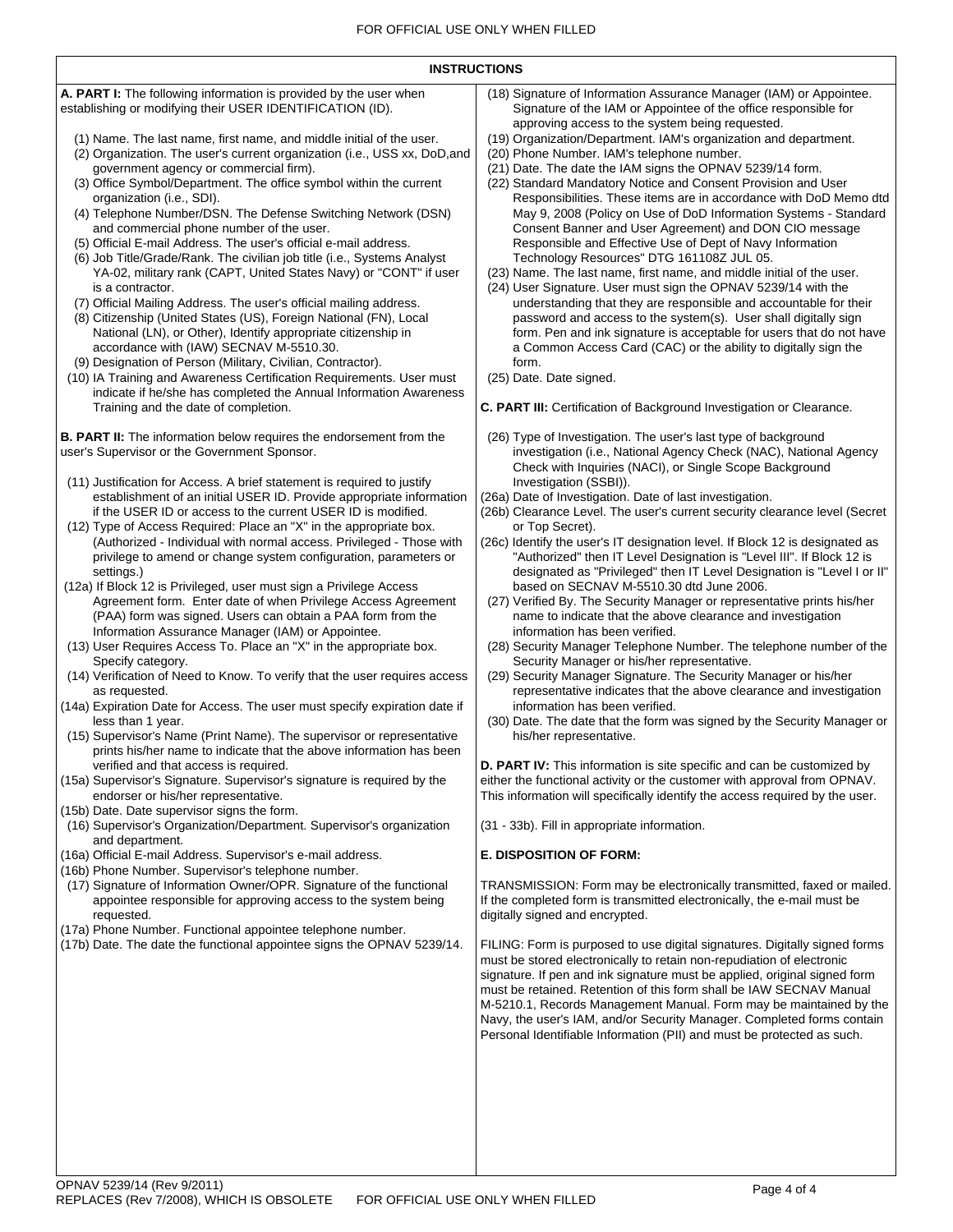## INSTRUCTIONS

**A. PART I:** The following information is provided by the user when establishing or modifying their USER IDENTIFICATION (ID).

(1) Name. The last name, first name, and middle initial of the user.
(2) Organization. The user's current organization (i.e., USS xx, DoD,and government agency or commercial firm).
(3) Office Symbol/Department. The office symbol within the current organization (i.e., SDI).
(4) Telephone Number/DSN. The Defense Switching Network (DSN) and commercial phone number of the user.
(5) Official E-mail Address. The user's official e-mail address.
(6) Job Title/Grade/Rank. The civilian job title (i.e., Systems Analyst YA-02, military rank (CAPT, United States Navy) or "CONT" if user is a contractor.
(7) Official Mailing Address. The user's official mailing address.
(8) Citizenship (United States (US), Foreign National (FN), Local National (LN), or Other), Identify appropriate citizenship in accordance with (IAW) SECNAV M-5510.30.
(9) Designation of Person (Military, Civilian, Contractor).
(10) IA Training and Awareness Certification Requirements. User must indicate if he/she has completed the Annual Information Awareness Training and the date of completion.

**B. PART II:** The information below requires the endorsement from the user's Supervisor or the Government Sponsor.

(11) Justification for Access. A brief statement is required to justify establishment of an initial USER ID. Provide appropriate information if the USER ID or access to the current USER ID is modified.
(12) Type of Access Required: Place an "X" in the appropriate box. (Authorized - Individual with normal access. Privileged - Those with privilege to amend or change system configuration, parameters or settings.)
(12a) If Block 12 is Privileged, user must sign a Privilege Access Agreement form. Enter date of when Privilege Access Agreement (PAA) form was signed. Users can obtain a PAA form from the Information Assurance Manager (IAM) or Appointee.
(13) User Requires Access To. Place an "X" in the appropriate box. Specify category.
(14) Verification of Need to Know. To verify that the user requires access as requested.
(14a) Expiration Date for Access. The user must specify expiration date if less than 1 year.
(15) Supervisor's Name (Print Name). The supervisor or representative prints his/her name to indicate that the above information has been verified and that access is required.
(15a) Supervisor's Signature. Supervisor's signature is required by the endorser or his/her representative.
(15b) Date. Date supervisor signs the form.
(16) Supervisor's Organization/Department. Supervisor's organization and department.
(16a) Official E-mail Address. Supervisor's e-mail address.
(16b) Phone Number. Supervisor's telephone number.
(17) Signature of Information Owner/OPR. Signature of the functional appointee responsible for approving access to the system being requested.
(17a) Phone Number. Functional appointee telephone number.
(17b) Date. The date the functional appointee signs the OPNAV 5239/14.
(18) Signature of Information Assurance Manager (IAM) or Appointee. Signature of the IAM or Appointee of the office responsible for approving access to the system being requested.
(19) Organization/Department. IAM's organization and department.
(20) Phone Number. IAM's telephone number.
(21) Date. The date the IAM signs the OPNAV 5239/14 form.
(22) Standard Mandatory Notice and Consent Provision and User Responsibilities. These items are in accordance with DoD Memo dtd May 9, 2008 (Policy on Use of DoD Information Systems - Standard Consent Banner and User Agreement) and DON CIO message Responsible and Effective Use of Dept of Navy Information Technology Resources" DTG 161108Z JUL 05.
(23) Name. The last name, first name, and middle initial of the user.
(24) User Signature. User must sign the OPNAV 5239/14 with the understanding that they are responsible and accountable for their password and access to the system(s). User shall digitally sign form. Pen and ink signature is acceptable for users that do not have a Common Access Card (CAC) or the ability to digitally sign the form.
(25) Date. Date signed.

**C. PART III:** Certification of Background Investigation or Clearance.

(26) Type of Investigation. The user's last type of background investigation (i.e., National Agency Check (NAC), National Agency Check with Inquiries (NACI), or Single Scope Background Investigation (SSBI)).
(26a) Date of Investigation. Date of last investigation.
(26b) Clearance Level. The user's current security clearance level (Secret or Top Secret).
(26c) Identify the user's IT designation level. If Block 12 is designated as "Authorized" then IT Level Designation is "Level III". If Block 12 is designated as "Privileged" then IT Level Designation is "Level I or II" based on SECNAV M-5510.30 dtd June 2006.
(27) Verified By. The Security Manager or representative prints his/her name to indicate that the above clearance and investigation information has been verified.
(28) Security Manager Telephone Number. The telephone number of the Security Manager or his/her representative.
(29) Security Manager Signature. The Security Manager or his/her representative indicates that the above clearance and investigation information has been verified.
(30) Date. The date that the form was signed by the Security Manager or his/her representative.

**D. PART IV:** This information is site specific and can be customized by either the functional activity or the customer with approval from OPNAV. This information will specifically identify the access required by the user.

(31 - 33b). Fill in appropriate information.

**E. DISPOSITION OF FORM:**

TRANSMISSION: Form may be electronically transmitted, faxed or mailed. If the completed form is transmitted electronically, the e-mail must be digitally signed and encrypted.

FILING: Form is purposed to use digital signatures. Digitally signed forms must be stored electronically to retain non-repudiation of electronic signature. If pen and ink signature must be applied, original signed form must be retained. Retention of this form shall be IAW SECNAV Manual M-5210.1, Records Management Manual. Form may be maintained by the Navy, the user's IAM, and/or Security Manager. Completed forms contain Personal Identifiable Information (PII) and must be protected as such.

OPNAV 5239/14 (Rev 9/2011)
REPLACES (Rev 7/2008), WHICH IS OBSOLETE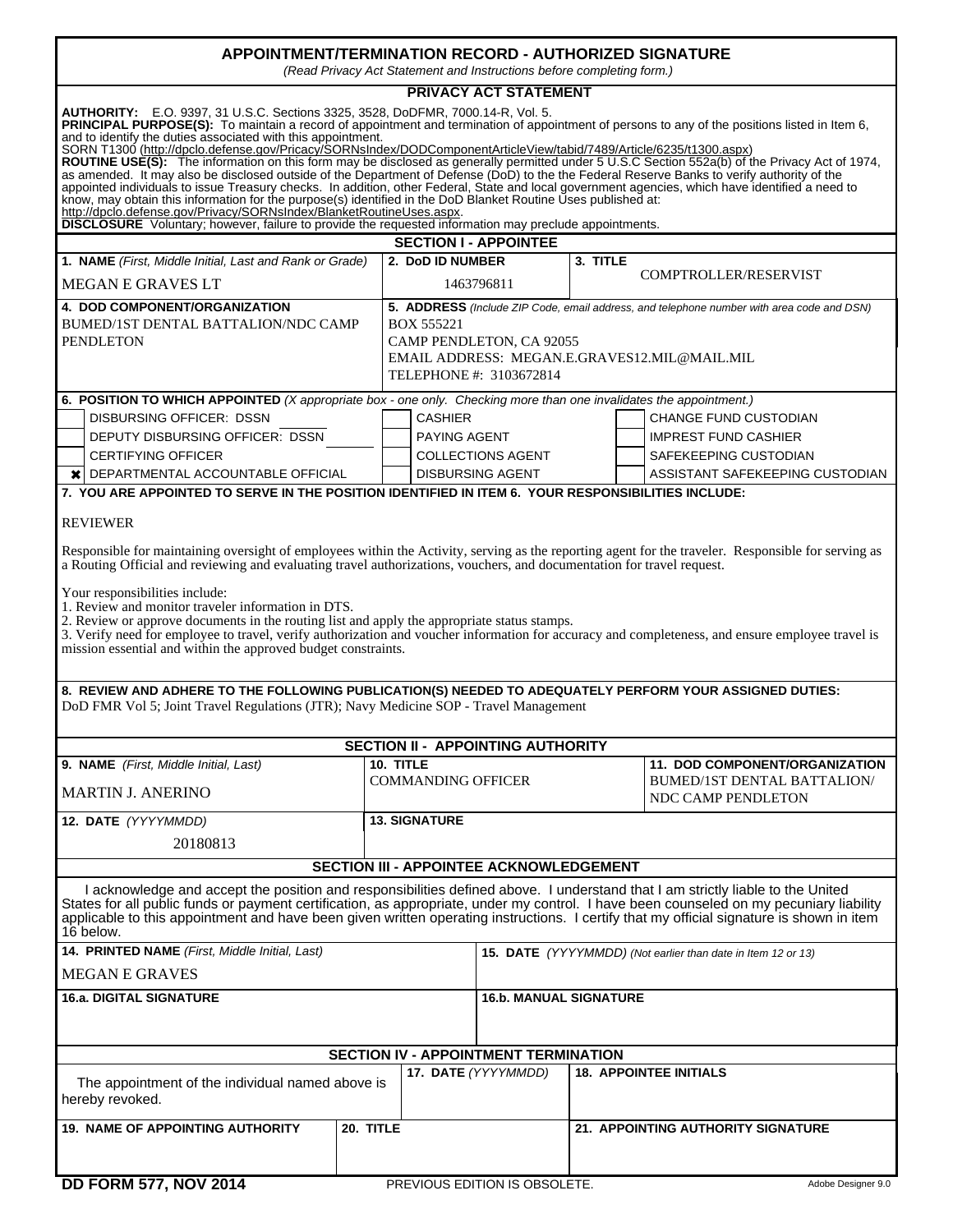# APPOINTMENT/TERMINATION RECORD - AUTHORIZED SIGNATURE

*(Read Privacy Act Statement and Instructions before completing form.)*

## PRIVACY ACT STATEMENT

**AUTHORITY:** E.O. 9397, 31 U.S.C. Sections 3325, 3528, DoDFMR, 7000.14-R, Vol. 5.
**PRINCIPAL PURPOSE(S):** To maintain a record of appointment and termination of appointment of persons to any of the positions listed in Item 6, and to identify the duties associated with this appointment.
SORN T1300 (http://dpclo.defense.gov/Pricacy/SORNsIndex/DODComponentArticleView/tabid/7489/Article/6235/t1300.aspx)
**ROUTINE USE(S):** The information on this form may be disclosed as generally permitted under 5 U.S.C Section 552a(b) of the Privacy Act of 1974, as amended. It may also be disclosed outside of the Department of Defense (DoD) to the the Federal Reserve Banks to verify authority of the appointed individuals to issue Treasury checks. In addition, other Federal, State and local government agencies, which have identified a need to know, may obtain this information for the purpose(s) identified in the DoD Blanket Routine Uses published at: http://dpclo.defense.gov/Privacy/SORNsIndex/BlanketRoutineUses.aspx.
**DISCLOSURE** Voluntary; however, failure to provide the requested information may preclude appointments.

## SECTION I - APPOINTEE

| 1. NAME *(First, Middle Initial, Last and Rank or Grade)* | 2. DoD ID NUMBER | 3. TITLE |
|---|---|---|
| MEGAN E GRAVES LT | 1463796811 | COMPTROLLER/RESERVIST |

| 4. DOD COMPONENT/ORGANIZATION | 5. ADDRESS *(Include ZIP Code, email address, and telephone number with area code and DSN)* |
|---|---|
| BUMED/1ST DENTAL BATTALION/NDC CAMP PENDLETON | BOX 555221<br>CAMP PENDLETON, CA 92055<br>EMAIL ADDRESS: MEGAN.E.GRAVES12.MIL@MAIL.MIL<br>TELEPHONE #: 3103672814 |

**6. POSITION TO WHICH APPOINTED** *(X appropriate box - one only. Checking more than one invalidates the appointment.)*

| | | |
|---|---|---|
| [ ] DISBURSING OFFICER: DSSN ______ | [ ] CASHIER | [ ] CHANGE FUND CUSTODIAN |
| [ ] DEPUTY DISBURSING OFFICER: DSSN ______ | [ ] PAYING AGENT | [ ] IMPREST FUND CASHIER |
| [ ] CERTIFYING OFFICER | [ ] COLLECTIONS AGENT | [ ] SAFEKEEPING CUSTODIAN |
| [X] DEPARTMENTAL ACCOUNTABLE OFFICIAL | [ ] DISBURSING AGENT | [ ] ASSISTANT SAFEKEEPING CUSTODIAN |

**7. YOU ARE APPOINTED TO SERVE IN THE POSITION IDENTIFIED IN ITEM 6. YOUR RESPONSIBILITIES INCLUDE:**

REVIEWER

Responsible for maintaining oversight of employees within the Activity, serving as the reporting agent for the traveler. Responsible for serving as a Routing Official and reviewing and evaluating travel authorizations, vouchers, and documentation for travel request.

Your responsibilities include:
1. Review and monitor traveler information in DTS.
2. Review or approve documents in the routing list and apply the appropriate status stamps.
3. Verify need for employee to travel, verify authorization and voucher information for accuracy and completeness, and ensure employee travel is mission essential and within the approved budget constraints.

**8. REVIEW AND ADHERE TO THE FOLLOWING PUBLICATION(S) NEEDED TO ADEQUATELY PERFORM YOUR ASSIGNED DUTIES:**
DoD FMR Vol 5; Joint Travel Regulations (JTR); Navy Medicine SOP - Travel Management

## SECTION II - APPOINTING AUTHORITY

| 9. NAME *(First, Middle Initial, Last)* | 10. TITLE | 11. DOD COMPONENT/ORGANIZATION |
|---|---|---|
| MARTIN J. ANERINO | COMMANDING OFFICER | BUMED/1ST DENTAL BATTALION/ NDC CAMP PENDLETON |

| 12. DATE *(YYYYMMDD)* | 13. SIGNATURE |
|---|---|
| 20180813 | |

## SECTION III - APPOINTEE ACKNOWLEDGEMENT

I acknowledge and accept the position and responsibilities defined above. I understand that I am strictly liable to the United States for all public funds or payment certification, as appropriate, under my control. I have been counseled on my pecuniary liability applicable to this appointment and have been given written operating instructions. I certify that my official signature is shown in item 16 below.

| 14. PRINTED NAME *(First, Middle Initial, Last)* | 15. DATE *(YYYYMMDD) (Not earlier than date in Item 12 or 13)* |
|---|---|
| MEGAN E GRAVES | |
| **16.a. DIGITAL SIGNATURE** | **16.b. MANUAL SIGNATURE** |
| | |

## SECTION IV - APPOINTMENT TERMINATION

| The appointment of the individual named above is hereby revoked. | 17. DATE *(YYYYMMDD)* | 18. APPOINTEE INITIALS |
|---|---|---|
| | | |

| 19. NAME OF APPOINTING AUTHORITY | 20. TITLE | 21. APPOINTING AUTHORITY SIGNATURE |
|---|---|---|
| | | |

DD FORM 577, NOV 2014 PREVIOUS EDITION IS OBSOLETE. Adobe Designer 9.0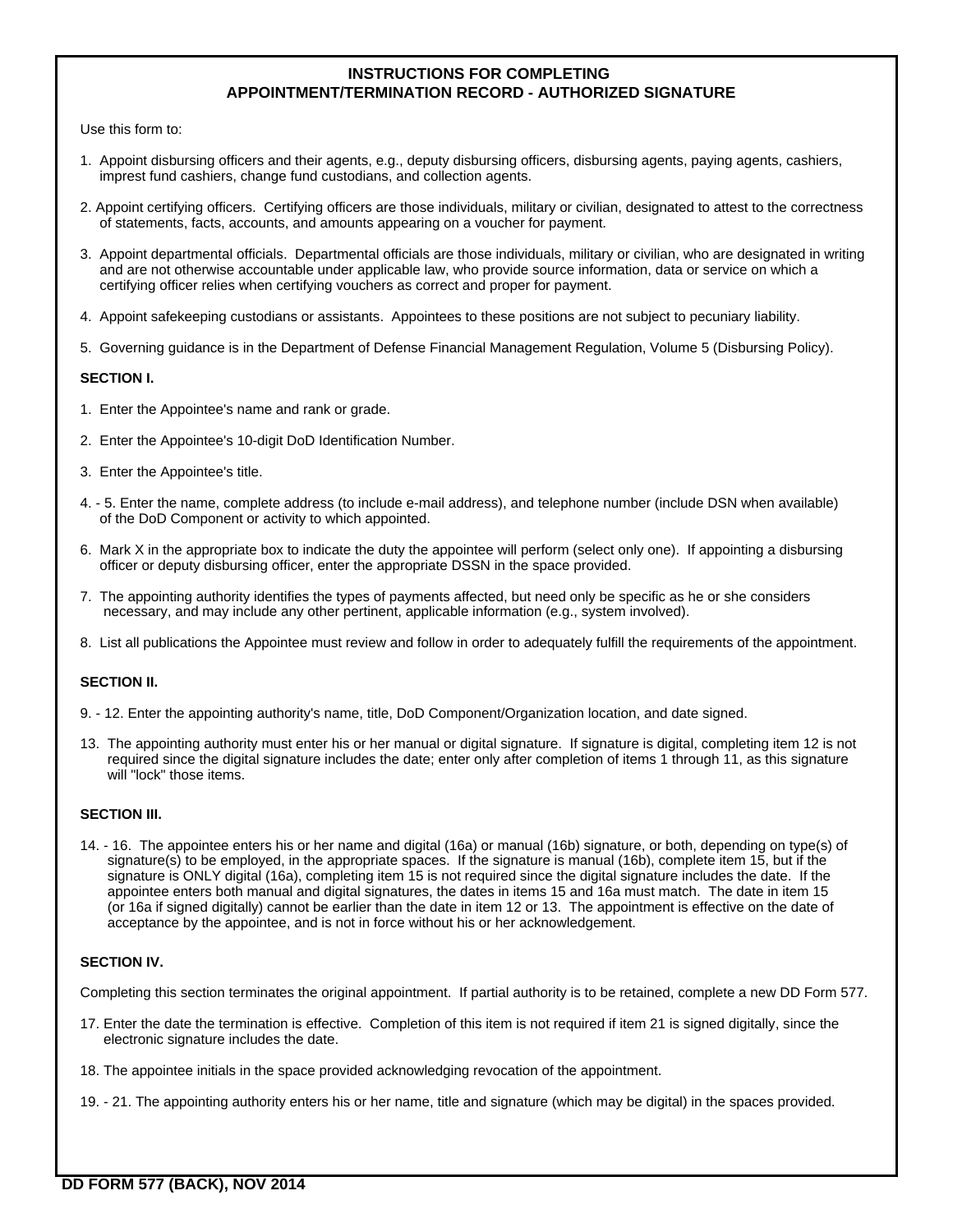# INSTRUCTIONS FOR COMPLETING APPOINTMENT/TERMINATION RECORD - AUTHORIZED SIGNATURE

Use this form to:

1. Appoint disbursing officers and their agents, e.g., deputy disbursing officers, disbursing agents, paying agents, cashiers, imprest fund cashiers, change fund custodians, and collection agents.

2. Appoint certifying officers. Certifying officers are those individuals, military or civilian, designated to attest to the correctness of statements, facts, accounts, and amounts appearing on a voucher for payment.

3. Appoint departmental officials. Departmental officials are those individuals, military or civilian, who are designated in writing and are not otherwise accountable under applicable law, who provide source information, data or service on which a certifying officer relies when certifying vouchers as correct and proper for payment.

4. Appoint safekeeping custodians or assistants. Appointees to these positions are not subject to pecuniary liability.

5. Governing guidance is in the Department of Defense Financial Management Regulation, Volume 5 (Disbursing Policy).

**SECTION I.**

1. Enter the Appointee's name and rank or grade.

2. Enter the Appointee's 10-digit DoD Identification Number.

3. Enter the Appointee's title.

4. - 5. Enter the name, complete address (to include e-mail address), and telephone number (include DSN when available) of the DoD Component or activity to which appointed.

6. Mark X in the appropriate box to indicate the duty the appointee will perform (select only one). If appointing a disbursing officer or deputy disbursing officer, enter the appropriate DSSN in the space provided.

7. The appointing authority identifies the types of payments affected, but need only be specific as he or she considers necessary, and may include any other pertinent, applicable information (e.g., system involved).

8. List all publications the Appointee must review and follow in order to adequately fulfill the requirements of the appointment.

**SECTION II.**

9. - 12. Enter the appointing authority's name, title, DoD Component/Organization location, and date signed.

13. The appointing authority must enter his or her manual or digital signature. If signature is digital, completing item 12 is not required since the digital signature includes the date; enter only after completion of items 1 through 11, as this signature will "lock" those items.

**SECTION III.**

14. - 16. The appointee enters his or her name and digital (16a) or manual (16b) signature, or both, depending on type(s) of signature(s) to be employed, in the appropriate spaces. If the signature is manual (16b), complete item 15, but if the signature is ONLY digital (16a), completing item 15 is not required since the digital signature includes the date. If the appointee enters both manual and digital signatures, the dates in items 15 and 16a must match. The date in item 15 (or 16a if signed digitally) cannot be earlier than the date in item 12 or 13. The appointment is effective on the date of acceptance by the appointee, and is not in force without his or her acknowledgement.

**SECTION IV.**

Completing this section terminates the original appointment. If partial authority is to be retained, complete a new DD Form 577.

17. Enter the date the termination is effective. Completion of this item is not required if item 21 is signed digitally, since the electronic signature includes the date.

18. The appointee initials in the space provided acknowledging revocation of the appointment.

19. - 21. The appointing authority enters his or her name, title and signature (which may be digital) in the spaces provided.

**DD FORM 577 (BACK), NOV 2014**